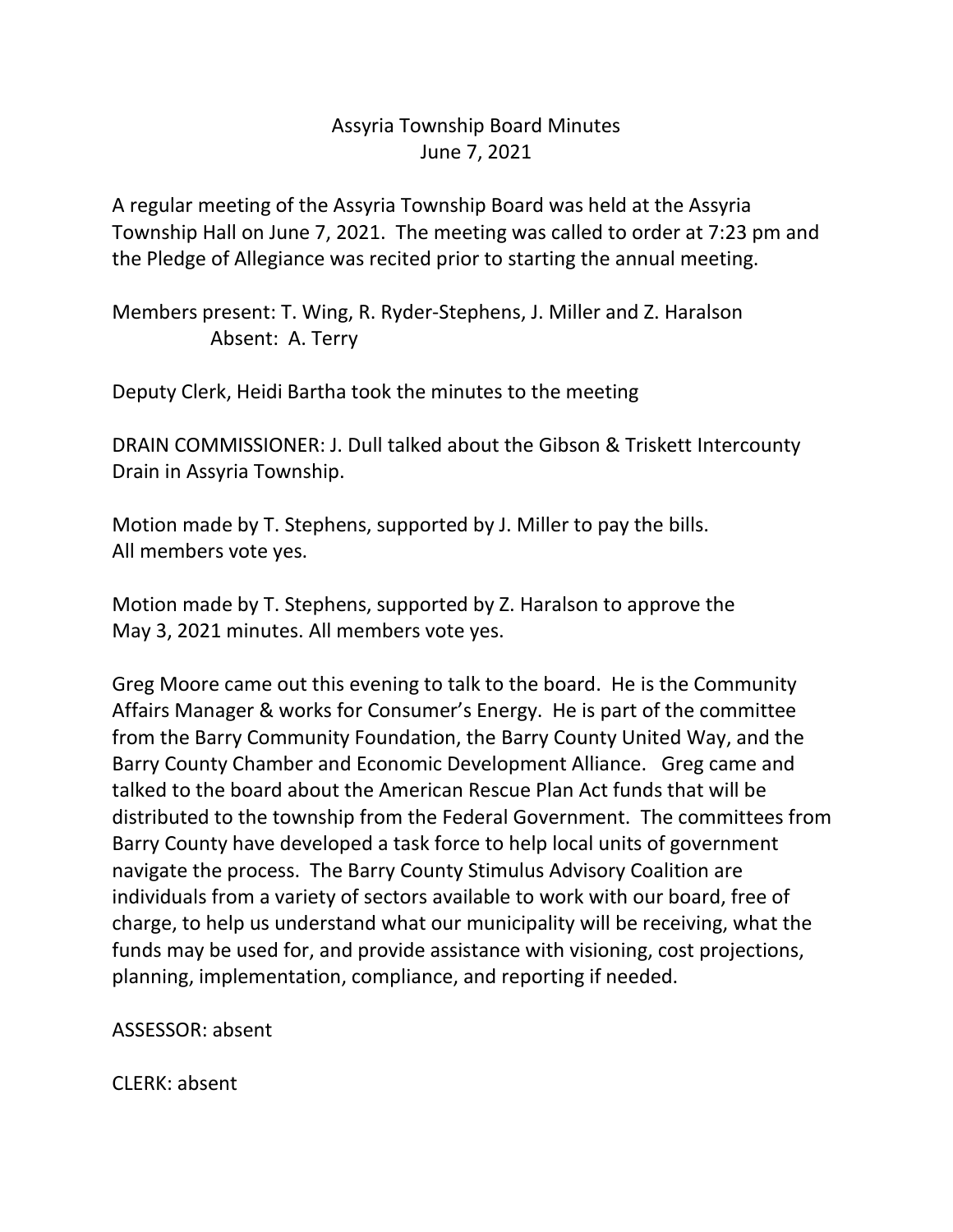# Assyria Township Board Minutes
## June 7, 2021

A regular meeting of the Assyria Township Board was held at the Assyria Township Hall on June 7, 2021. The meeting was called to order at 7:23 pm and the Pledge of Allegiance was recited prior to starting the annual meeting.

Members present: T. Wing, R. Ryder-Stephens, J. Miller and Z. Haralson
Absent: A. Terry

Deputy Clerk, Heidi Bartha took the minutes to the meeting

DRAIN COMMISSIONER: J. Dull talked about the Gibson & Triskett Intercounty Drain in Assyria Township.

Motion made by T. Stephens, supported by J. Miller to pay the bills.
All members vote yes.

Motion made by T. Stephens, supported by Z. Haralson to approve the May 3, 2021 minutes. All members vote yes.

Greg Moore came out this evening to talk to the board. He is the Community Affairs Manager & works for Consumer's Energy. He is part of the committee from the Barry Community Foundation, the Barry County United Way, and the Barry County Chamber and Economic Development Alliance. Greg came and talked to the board about the American Rescue Plan Act funds that will be distributed to the township from the Federal Government. The committees from Barry County have developed a task force to help local units of government navigate the process. The Barry County Stimulus Advisory Coalition are individuals from a variety of sectors available to work with our board, free of charge, to help us understand what our municipality will be receiving, what the funds may be used for, and provide assistance with visioning, cost projections, planning, implementation, compliance, and reporting if needed.

ASSESSOR: absent

CLERK: absent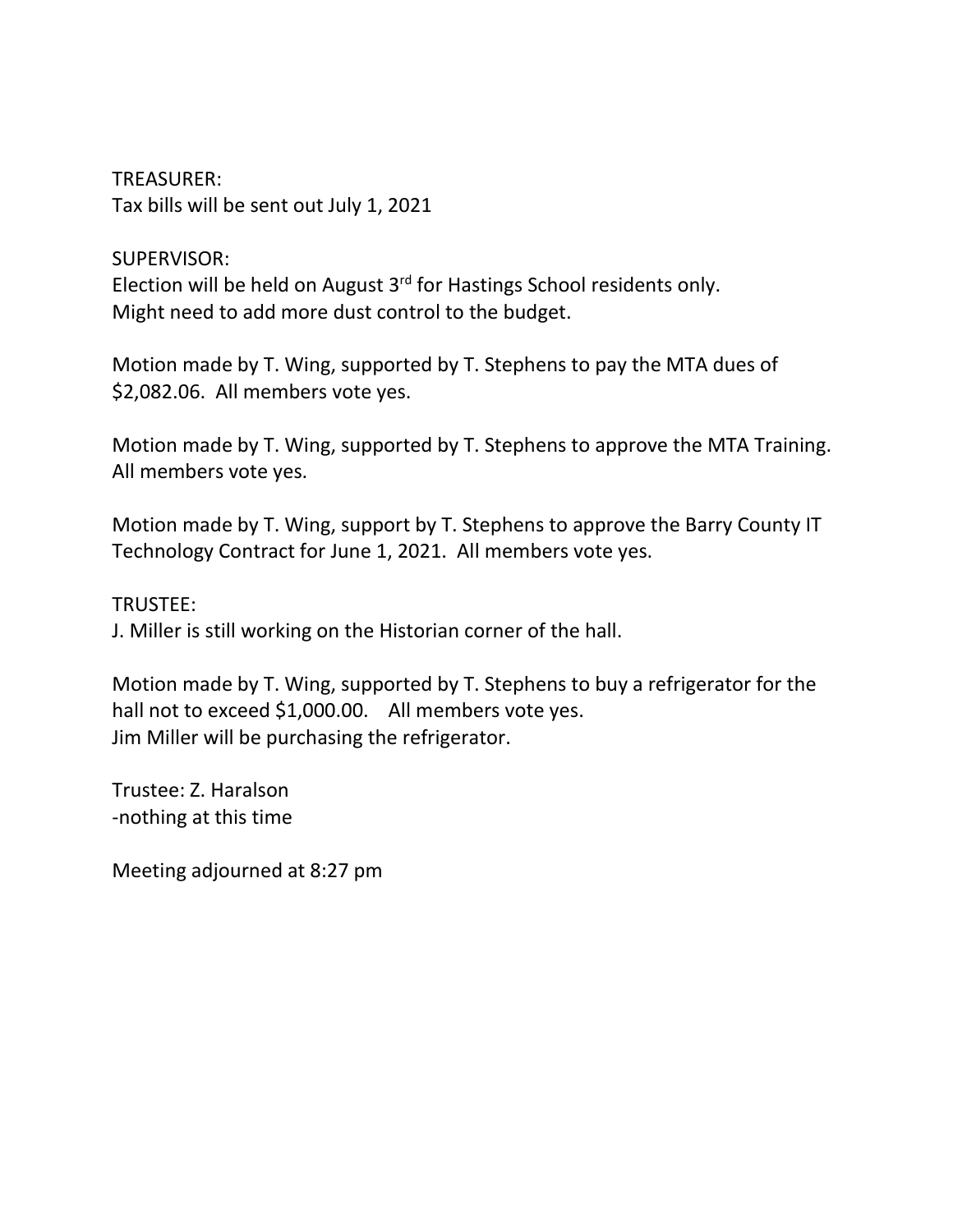TREASURER:
Tax bills will be sent out July 1, 2021

SUPERVISOR:
Election will be held on August 3rd for Hastings School residents only.
Might need to add more dust control to the budget.

Motion made by T. Wing, supported by T. Stephens to pay the MTA dues of $2,082.06. All members vote yes.

Motion made by T. Wing, supported by T. Stephens to approve the MTA Training. All members vote yes.

Motion made by T. Wing, support by T. Stephens to approve the Barry County IT Technology Contract for June 1, 2021. All members vote yes.

TRUSTEE:
J. Miller is still working on the Historian corner of the hall.

Motion made by T. Wing, supported by T. Stephens to buy a refrigerator for the hall not to exceed $1,000.00. All members vote yes.
Jim Miller will be purchasing the refrigerator.

Trustee: Z. Haralson
-nothing at this time

Meeting adjourned at 8:27 pm